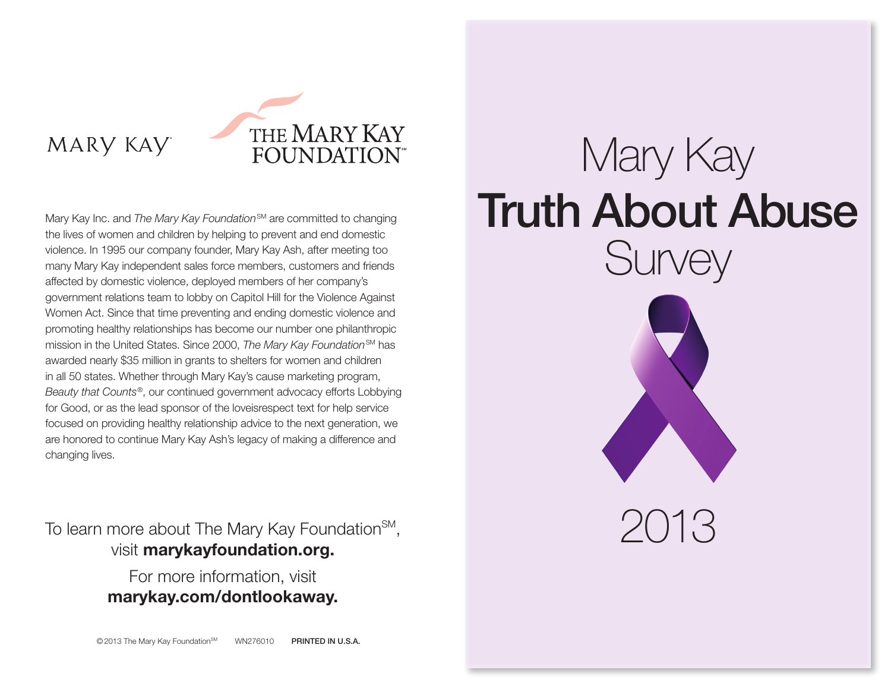MARY KAY

THE MARY KAY FOUNDATION℠

Mary Kay Inc. and *The Mary Kay Foundation*℠ are committed to changing the lives of women and children by helping to prevent and end domestic violence. In 1995 our company founder, Mary Kay Ash, after meeting too many Mary Kay independent sales force members, customers and friends affected by domestic violence, deployed members of her company's government relations team to lobby on Capitol Hill for the Violence Against Women Act. Since that time preventing and ending domestic violence and promoting healthy relationships has become our number one philanthropic mission in the United States. Since 2000, *The Mary Kay Foundation*℠ has awarded nearly $35 million in grants to shelters for women and children in all 50 states. Whether through Mary Kay's cause marketing program, *Beauty that Counts®*, our continued government advocacy efforts Lobbying for Good, or as the lead sponsor of the loveisrespect text for help service focused on providing healthy relationship advice to the next generation, we are honored to continue Mary Kay Ash's legacy of making a difference and changing lives.

To learn more about The Mary Kay Foundation℠, visit **marykayfoundation.org.**

For more information, visit **marykay.com/dontlookaway.**

©2013 The Mary Kay Foundation℠ WN276010 **PRINTED IN U.S.A.**

# Mary Kay **Truth About Abuse** Survey

2013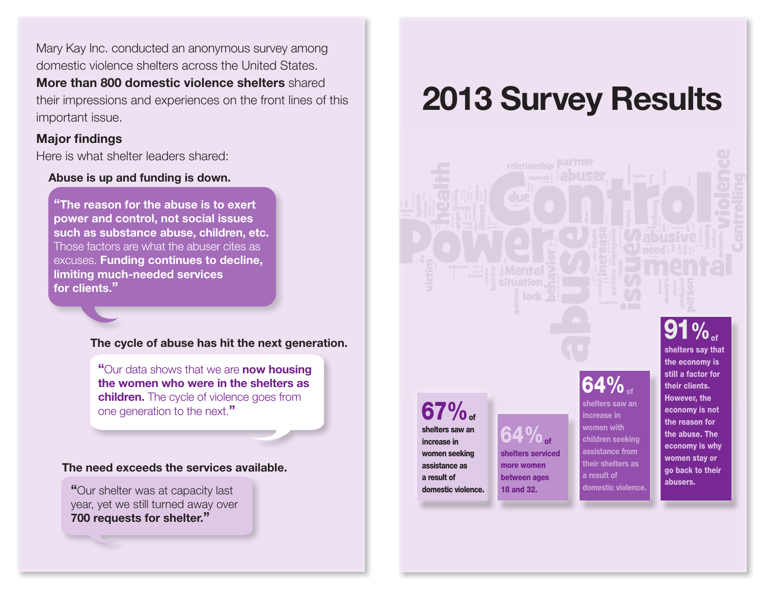Mary Kay Inc. conducted an anonymous survey among domestic violence shelters across the United States. **More than 800 domestic violence shelters** shared their impressions and experiences on the front lines of this important issue.

**Major findings**

Here is what shelter leaders shared:

**Abuse is up and funding is down.**

> **"The reason for the abuse is to exert power and control, not social issues such as substance abuse, children, etc.** Those factors are what the abuser cites as excuses. **Funding continues to decline, limiting much-needed services for clients."**

**The cycle of abuse has hit the next generation.**

> "Our data shows that we are **now housing the women who were in the shelters as children.** The cycle of violence goes from one generation to the next."

**The need exceeds the services available.**

> "Our shelter was at capacity last year, yet we still turned away over **700 requests for shelter.**"

# 2013 Survey Results

**67%** of shelters saw an increase in women seeking assistance as a result of domestic violence.

**64%** of shelters serviced more women between ages 18 and 32.

**64%** of shelters saw an increase in women with children seeking assistance from their shelters as a result of domestic violence.

**91%** of shelters say that the economy is still a factor for their clients. However, the economy is not the reason for the abuse. The economy is why women stay or go back to their abusers.